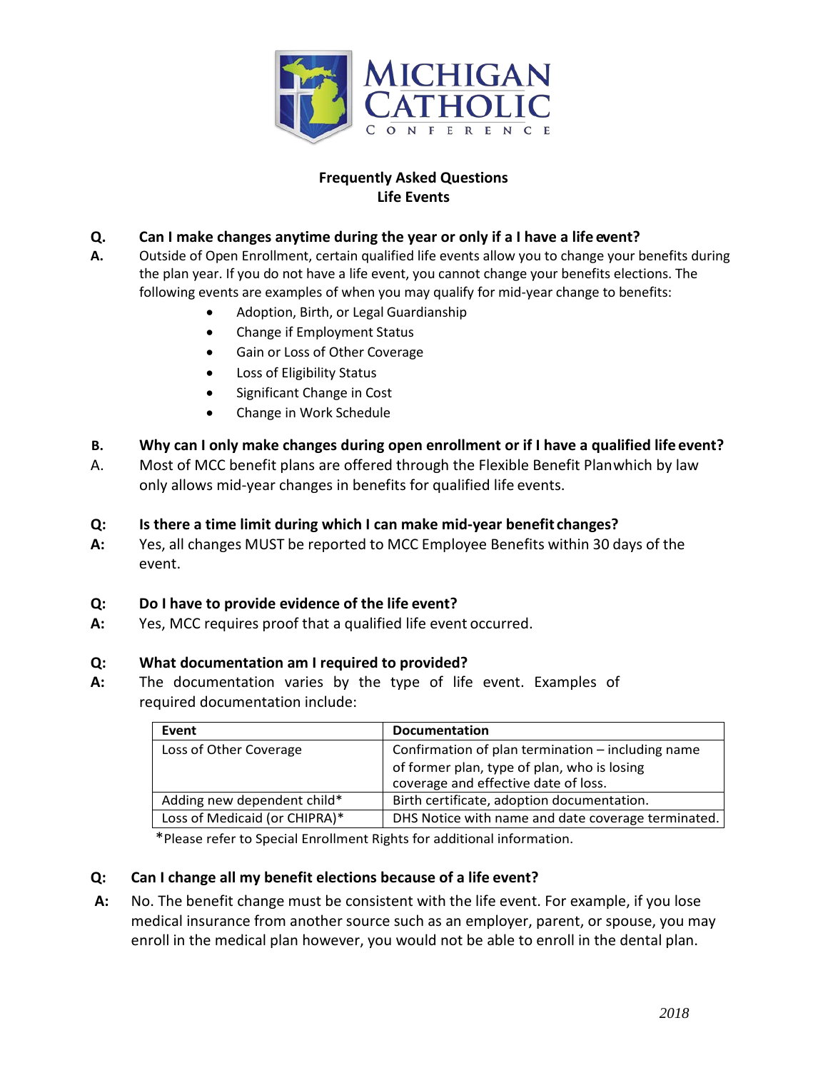# MICHIGAN CATHOLIC CONFERENCE

## Frequently Asked Questions
## Life Events

**Q. Can I make changes anytime during the year or only if a I have a life event?**

**A.** Outside of Open Enrollment, certain qualified life events allow you to change your benefits during the plan year. If you do not have a life event, you cannot change your benefits elections. The following events are examples of when you may qualify for mid-year change to benefits:

- Adoption, Birth, or Legal Guardianship
- Change if Employment Status
- Gain or Loss of Other Coverage
- Loss of Eligibility Status
- Significant Change in Cost
- Change in Work Schedule

**B. Why can I only make changes during open enrollment or if I have a qualified life event?**

A. Most of MCC benefit plans are offered through the Flexible Benefit Planwhich by law only allows mid-year changes in benefits for qualified life events.

**Q: Is there a time limit during which I can make mid-year benefit changes?**

**A:** Yes, all changes MUST be reported to MCC Employee Benefits within 30 days of the event.

**Q: Do I have to provide evidence of the life event?**

**A:** Yes, MCC requires proof that a qualified life event occurred.

**Q: What documentation am I required to provided?**

**A:** The documentation varies by the type of life event. Examples of required documentation include:

| Event | Documentation |
|---|---|
| Loss of Other Coverage | Confirmation of plan termination – including name of former plan, type of plan, who is losing coverage and effective date of loss. |
| Adding new dependent child* | Birth certificate, adoption documentation. |
| Loss of Medicaid (or CHIPRA)* | DHS Notice with name and date coverage terminated. |

*Please refer to Special Enrollment Rights for additional information.

**Q: Can I change all my benefit elections because of a life event?**

**A:** No. The benefit change must be consistent with the life event. For example, if you lose medical insurance from another source such as an employer, parent, or spouse, you may enroll in the medical plan however, you would not be able to enroll in the dental plan.

*2018*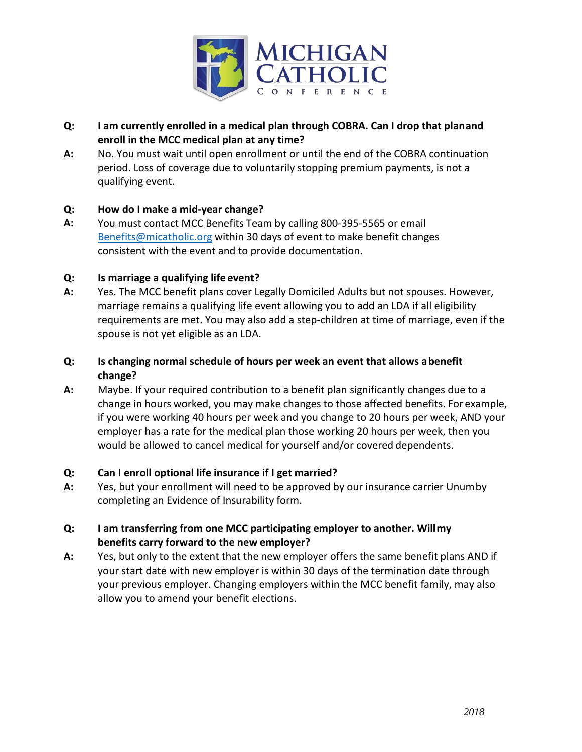**Q:** **I am currently enrolled in a medical plan through COBRA. Can I drop that planand enroll in the MCC medical plan at any time?**

**A:** No. You must wait until open enrollment or until the end of the COBRA continuation period. Loss of coverage due to voluntarily stopping premium payments, is not a qualifying event.

**Q:** **How do I make a mid-year change?**

**A:** You must contact MCC Benefits Team by calling 800-395-5565 or email Benefits@micatholic.org within 30 days of event to make benefit changes consistent with the event and to provide documentation.

**Q:** **Is marriage a qualifying life event?**

**A:** Yes. The MCC benefit plans cover Legally Domiciled Adults but not spouses. However, marriage remains a qualifying life event allowing you to add an LDA if all eligibility requirements are met. You may also add a step-children at time of marriage, even if the spouse is not yet eligible as an LDA.

**Q:** **Is changing normal schedule of hours per week an event that allows abenefit change?**

**A:** Maybe. If your required contribution to a benefit plan significantly changes due to a change in hours worked, you may make changes to those affected benefits. For example, if you were working 40 hours per week and you change to 20 hours per week, AND your employer has a rate for the medical plan those working 20 hours per week, then you would be allowed to cancel medical for yourself and/or covered dependents.

**Q:** **Can I enroll optional life insurance if I get married?**

**A:** Yes, but your enrollment will need to be approved by our insurance carrier Unumby completing an Evidence of Insurability form.

**Q:** **I am transferring from one MCC participating employer to another. Willmy benefits carry forward to the new employer?**

**A:** Yes, but only to the extent that the new employer offers the same benefit plans AND if your start date with new employer is within 30 days of the termination date through your previous employer. Changing employers within the MCC benefit family, may also allow you to amend your benefit elections.

*2018*